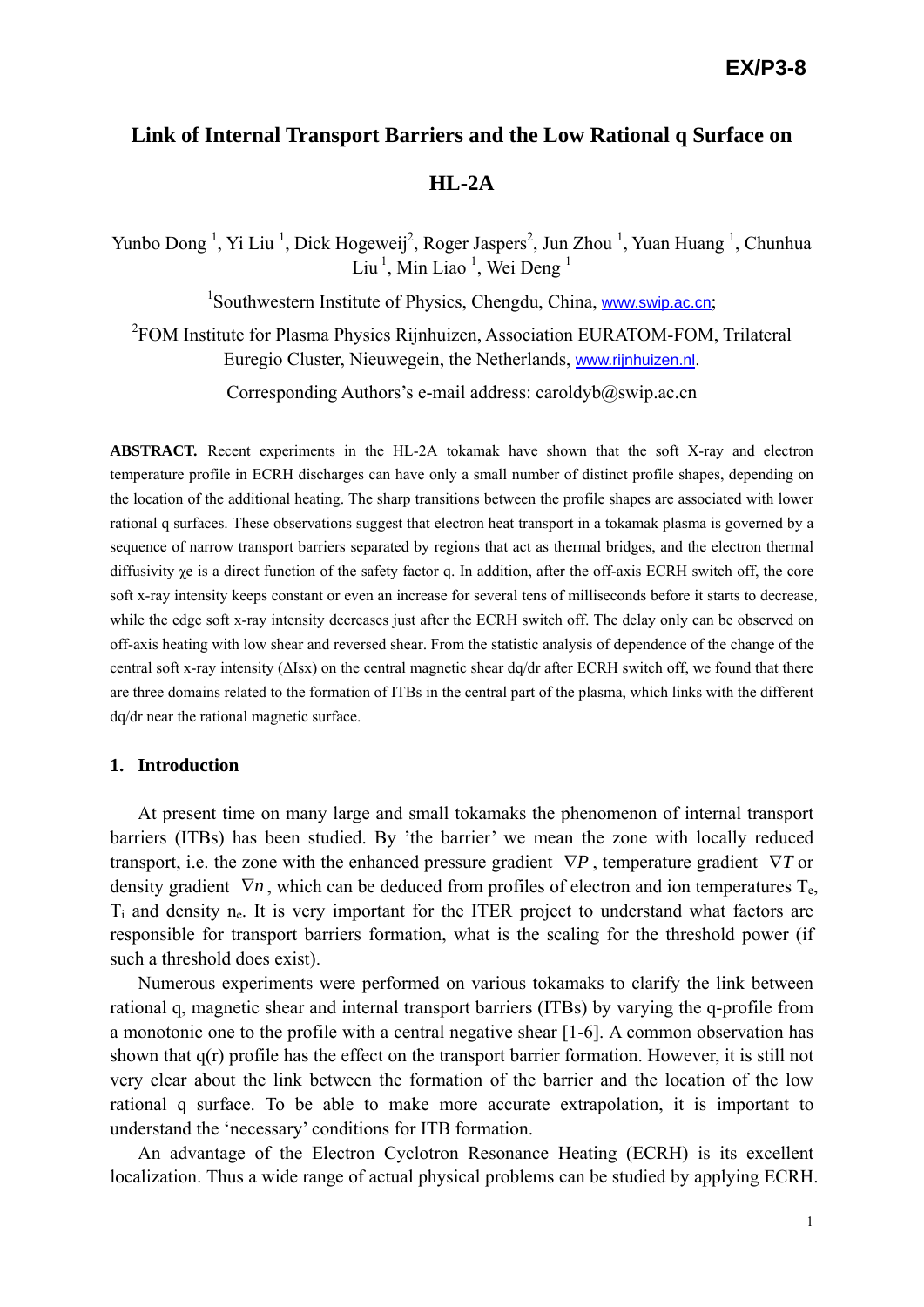# Link of Internal Transport Barriers and the Low Rational q Surface on HL-2A

Yunbo Dong [1], Yi Liu [1], Dick Hogeweij[2], Roger Jaspers[2], Jun Zhou [1], Yuan Huang [1], Chunhua Liu [1], Min Liao [1], Wei Deng [1]

[1]Southwestern Institute of Physics, Chengdu, China, www.swip.ac.cn;

[2]FOM Institute for Plasma Physics Rijnhuizen, Association EURATOM-FOM, Trilateral Euregio Cluster, Nieuwegein, the Netherlands, www.rijnhuizen.nl.

Corresponding Authors's e-mail address: caroldyb@swip.ac.cn

**ABSTRACT.** Recent experiments in the HL-2A tokamak have shown that the soft X-ray and electron temperature profile in ECRH discharges can have only a small number of distinct profile shapes, depending on the location of the additional heating. The sharp transitions between the profile shapes are associated with lower rational q surfaces. These observations suggest that electron heat transport in a tokamak plasma is governed by a sequence of narrow transport barriers separated by regions that act as thermal bridges, and the electron thermal diffusivity $\chi e$ is a direct function of the safety factor q. In addition, after the off-axis ECRH switch off, the core soft x-ray intensity keeps constant or even an increase for several tens of milliseconds before it starts to decrease, while the edge soft x-ray intensity decreases just after the ECRH switch off. The delay only can be observed on off-axis heating with low shear and reversed shear. From the statistic analysis of dependence of the change of the central soft x-ray intensity ($\Delta$Isx) on the central magnetic shear dq/dr after ECRH switch off, we found that there are three domains related to the formation of ITBs in the central part of the plasma, which links with the different dq/dr near the rational magnetic surface.

## 1. Introduction

At present time on many large and small tokamaks the phenomenon of internal transport barriers (ITBs) has been studied. By 'the barrier' we mean the zone with locally reduced transport, i.e. the zone with the enhanced pressure gradient $\nabla P$, temperature gradient $\nabla T$ or density gradient $\nabla n$, which can be deduced from profiles of electron and ion temperatures $T_e$, $T_i$ and density $n_e$. It is very important for the ITER project to understand what factors are responsible for transport barriers formation, what is the scaling for the threshold power (if such a threshold does exist).

Numerous experiments were performed on various tokamaks to clarify the link between rational q, magnetic shear and internal transport barriers (ITBs) by varying the q-profile from a monotonic one to the profile with a central negative shear [1-6]. A common observation has shown that q(r) profile has the effect on the transport barrier formation. However, it is still not very clear about the link between the formation of the barrier and the location of the low rational q surface. To be able to make more accurate extrapolation, it is important to understand the 'necessary' conditions for ITB formation.

An advantage of the Electron Cyclotron Resonance Heating (ECRH) is its excellent localization. Thus a wide range of actual physical problems can be studied by applying ECRH.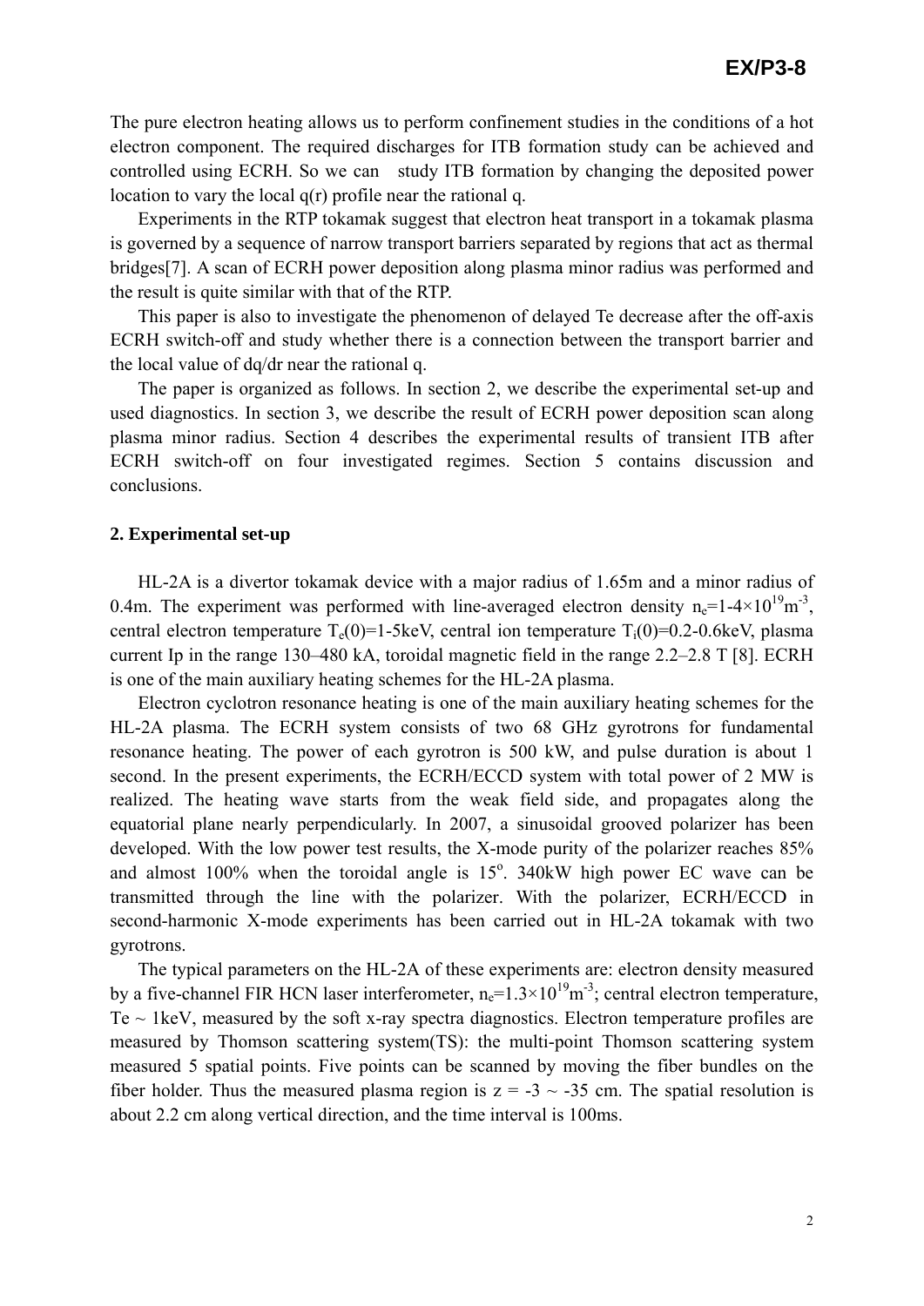The pure electron heating allows us to perform confinement studies in the conditions of a hot electron component. The required discharges for ITB formation study can be achieved and controlled using ECRH. So we can study ITB formation by changing the deposited power location to vary the local q(r) profile near the rational q.

Experiments in the RTP tokamak suggest that electron heat transport in a tokamak plasma is governed by a sequence of narrow transport barriers separated by regions that act as thermal bridges[7]. A scan of ECRH power deposition along plasma minor radius was performed and the result is quite similar with that of the RTP.

This paper is also to investigate the phenomenon of delayed Te decrease after the off-axis ECRH switch-off and study whether there is a connection between the transport barrier and the local value of dq/dr near the rational q.

The paper is organized as follows. In section 2, we describe the experimental set-up and used diagnostics. In section 3, we describe the result of ECRH power deposition scan along plasma minor radius. Section 4 describes the experimental results of transient ITB after ECRH switch-off on four investigated regimes. Section 5 contains discussion and conclusions.

## 2. Experimental set-up

HL-2A is a divertor tokamak device with a major radius of 1.65m and a minor radius of 0.4m. The experiment was performed with line-averaged electron density $n_e$=1-4×$10^{19}$m$^{-3}$, central electron temperature $T_e(0)$=1-5keV, central ion temperature $T_i(0)$=0.2-0.6keV, plasma current Ip in the range 130–480 kA, toroidal magnetic field in the range 2.2–2.8 T [8]. ECRH is one of the main auxiliary heating schemes for the HL-2A plasma.

Electron cyclotron resonance heating is one of the main auxiliary heating schemes for the HL-2A plasma. The ECRH system consists of two 68 GHz gyrotrons for fundamental resonance heating. The power of each gyrotron is 500 kW, and pulse duration is about 1 second. In the present experiments, the ECRH/ECCD system with total power of 2 MW is realized. The heating wave starts from the weak field side, and propagates along the equatorial plane nearly perpendicularly. In 2007, a sinusoidal grooved polarizer has been developed. With the low power test results, the X-mode purity of the polarizer reaches 85% and almost 100% when the toroidal angle is 15$^{o}$. 340kW high power EC wave can be transmitted through the line with the polarizer. With the polarizer, ECRH/ECCD in second-harmonic X-mode experiments has been carried out in HL-2A tokamak with two gyrotrons.

The typical parameters on the HL-2A of these experiments are: electron density measured by a five-channel FIR HCN laser interferometer, $n_e$=1.3×$10^{19}$m$^{-3}$; central electron temperature, Te ~ 1keV, measured by the soft x-ray spectra diagnostics. Electron temperature profiles are measured by Thomson scattering system(TS): the multi-point Thomson scattering system measured 5 spatial points. Five points can be scanned by moving the fiber bundles on the fiber holder. Thus the measured plasma region is z = -3 ~ -35 cm. The spatial resolution is about 2.2 cm along vertical direction, and the time interval is 100ms.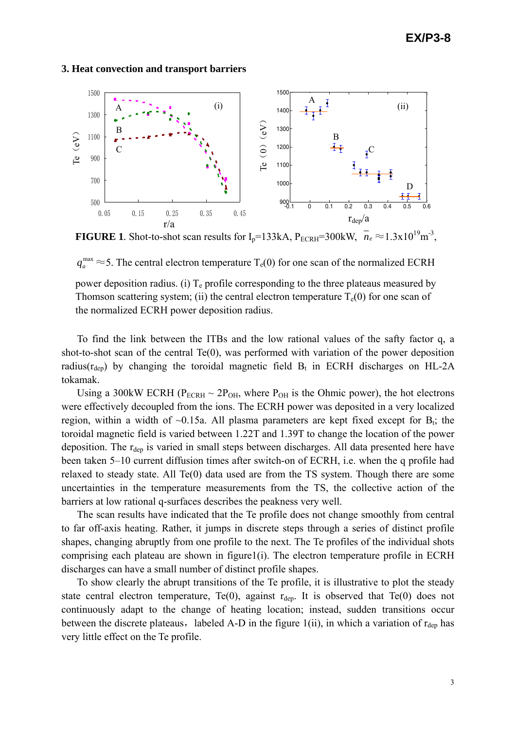### 3. Heat convection and transport barriers

**FIGURE 1**. Shot-to-shot scan results for $I_p$=133kA, $P_{ECRH}$=300kW, $\overline{n}_e \approx 1.3\text{x}10^{19}\text{m}^{-3}$, $q_a^{max} \approx 5$. The central electron temperature $T_e(0)$ for one scan of the normalized ECRH power deposition radius. (i) $T_e$ profile corresponding to the three plateaus measured by Thomson scattering system; (ii) the central electron temperature $T_e(0)$ for one scan of the normalized ECRH power deposition radius.

To find the link between the ITBs and the low rational values of the safty factor q, a shot-to-shot scan of the central Te(0), was performed with variation of the power deposition radius($r_{dep}$) by changing the toroidal magnetic field $B_t$ in ECRH discharges on HL-2A tokamak.

Using a 300kW ECRH ($P_{ECRH} \sim 2P_{OH}$, where $P_{OH}$ is the Ohmic power), the hot electrons were effectively decoupled from the ions. The ECRH power was deposited in a very localized region, within a width of ~0.15a. All plasma parameters are kept fixed except for $B_t$; the toroidal magnetic field is varied between 1.22T and 1.39T to change the location of the power deposition. The $r_{dep}$ is varied in small steps between discharges. All data presented here have been taken 5–10 current diffusion times after switch-on of ECRH, i.e. when the q profile had relaxed to steady state. All Te(0) data used are from the TS system. Though there are some uncertainties in the temperature measurements from the TS, the collective action of the barriers at low rational q-surfaces describes the peakness very well.

The scan results have indicated that the Te profile does not change smoothly from central to far off-axis heating. Rather, it jumps in discrete steps through a series of distinct profile shapes, changing abruptly from one profile to the next. The Te profiles of the individual shots comprising each plateau are shown in figure1(i). The electron temperature profile in ECRH discharges can have a small number of distinct profile shapes.

To show clearly the abrupt transitions of the Te profile, it is illustrative to plot the steady state central electron temperature, Te(0), against $r_{dep}$. It is observed that Te(0) does not continuously adapt to the change of heating location; instead, sudden transitions occur between the discrete plateaus，labeled A-D in the figure 1(ii), in which a variation of $r_{dep}$ has very little effect on the Te profile.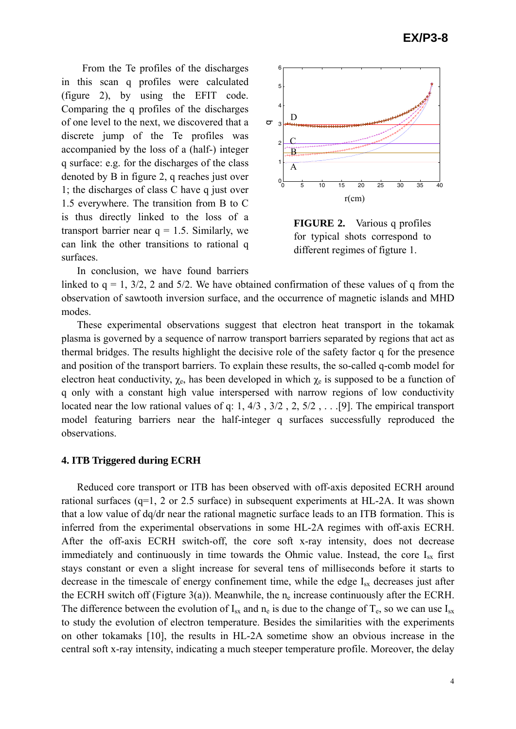From the Te profiles of the discharges in this scan q profiles were calculated (figure 2), by using the EFIT code. Comparing the q profiles of the discharges of one level to the next, we discovered that a discrete jump of the Te profiles was accompanied by the loss of a (half-) integer q surface: e.g. for the discharges of the class denoted by B in figure 2, q reaches just over 1; the discharges of class C have q just over 1.5 everywhere. The transition from B to C is thus directly linked to the loss of a transport barrier near q = 1.5. Similarly, we can link the other transitions to rational q surfaces.

**FIGURE 2.** Various q profiles for typical shots correspond to different regimes of figure 1.

In conclusion, we have found barriers linked to q = 1, 3/2, 2 and 5/2. We have obtained confirmation of these values of q from the observation of sawtooth inversion surface, and the occurrence of magnetic islands and MHD modes.

These experimental observations suggest that electron heat transport in the tokamak plasma is governed by a sequence of narrow transport barriers separated by regions that act as thermal bridges. The results highlight the decisive role of the safety factor q for the presence and position of the transport barriers. To explain these results, the so-called q-comb model for electron heat conductivity, $\chi_e$, has been developed in which $\chi_e$ is supposed to be a function of q only with a constant high value interspersed with narrow regions of low conductivity located near the low rational values of q: 1, 4/3 , 3/2 , 2, 5/2 , . . .[9]. The empirical transport model featuring barriers near the half-integer q surfaces successfully reproduced the observations.

### 4. ITB Triggered during ECRH

Reduced core transport or ITB has been observed with off-axis deposited ECRH around rational surfaces (q=1, 2 or 2.5 surface) in subsequent experiments at HL-2A. It was shown that a low value of dq/dr near the rational magnetic surface leads to an ITB formation. This is inferred from the experimental observations in some HL-2A regimes with off-axis ECRH. After the off-axis ECRH switch-off, the core soft x-ray intensity, does not decrease immediately and continuously in time towards the Ohmic value. Instead, the core $I_{sx}$ first stays constant or even a slight increase for several tens of milliseconds before it starts to decrease in the timescale of energy confinement time, while the edge $I_{sx}$ decreases just after the ECRH switch off (Figure 3(a)). Meanwhile, the $n_e$ increase continuously after the ECRH. The difference between the evolution of $I_{sx}$ and $n_e$ is due to the change of $T_e$, so we can use $I_{sx}$ to study the evolution of electron temperature. Besides the similarities with the experiments on other tokamaks [10], the results in HL-2A sometime show an obvious increase in the central soft x-ray intensity, indicating a much steeper temperature profile. Moreover, the delay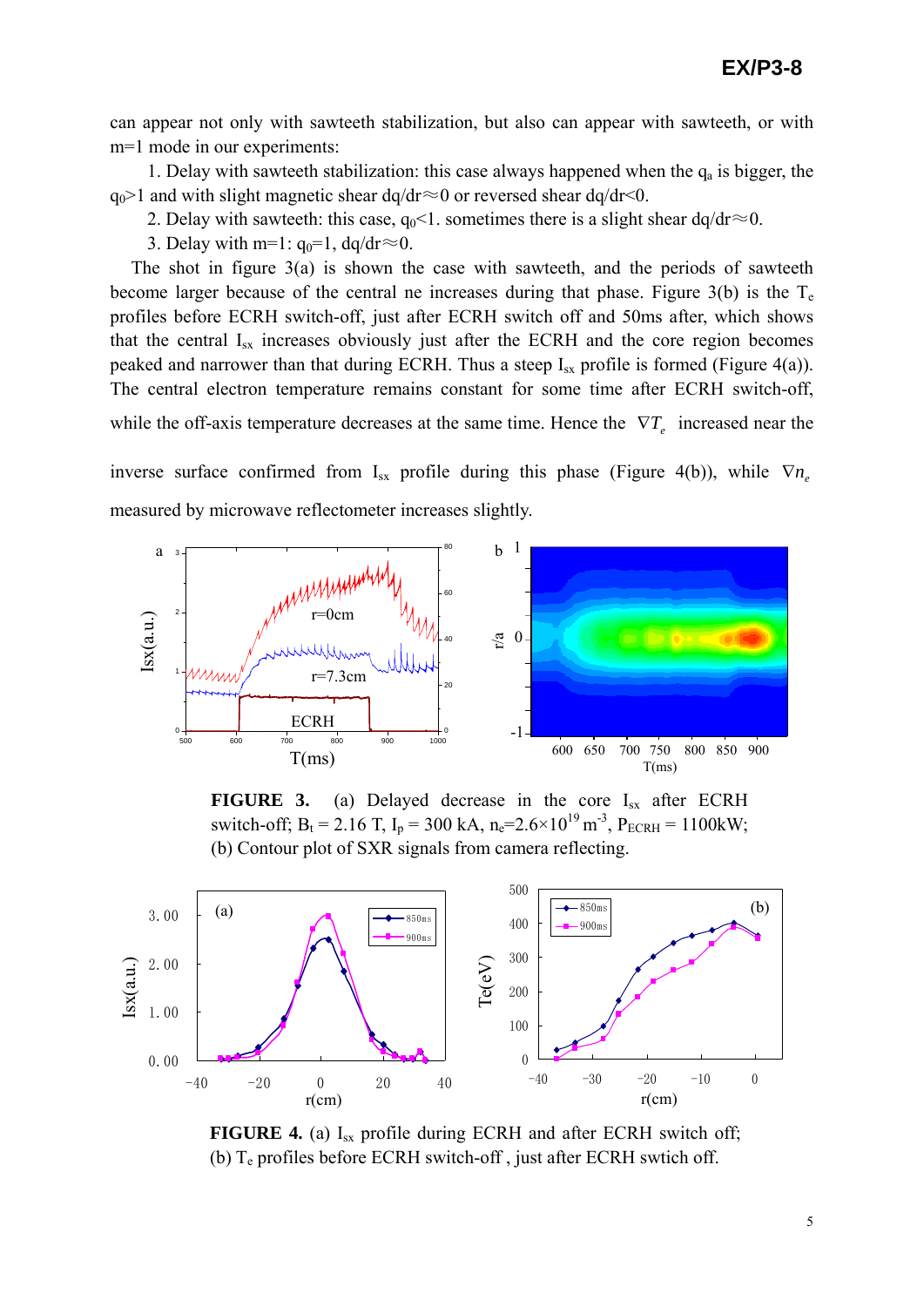can appear not only with sawteeth stabilization, but also can appear with sawteeth, or with m=1 mode in our experiments:

1. Delay with sawteeth stabilization: this case always happened when the $q_a$ is bigger, the $q_0$>1 and with slight magnetic shear dq/dr≈0 or reversed shear dq/dr<0.
2. Delay with sawteeth: this case, $q_0$<1. sometimes there is a slight shear dq/dr≈0.
3. Delay with m=1: $q_0$=1, dq/dr≈0.

The shot in figure 3(a) is shown the case with sawteeth, and the periods of sawteeth become larger because of the central ne increases during that phase. Figure 3(b) is the $T_e$ profiles before ECRH switch-off, just after ECRH switch off and 50ms after, which shows that the central $I_{sx}$ increases obviously just after the ECRH and the core region becomes peaked and narrower than that during ECRH. Thus a steep $I_{sx}$ profile is formed (Figure 4(a)). The central electron temperature remains constant for some time after ECRH switch-off, while the off-axis temperature decreases at the same time. Hence the $\nabla T_e$ increased near the inverse surface confirmed from $I_{sx}$ profile during this phase (Figure 4(b)), while $\nabla n_e$ measured by microwave reflectometer increases slightly.

**FIGURE 3.** (a) Delayed decrease in the core $I_{sx}$ after ECRH switch-off; $B_t$ = 2.16 T, $I_p$ = 300 kA, $n_e$=2.6×10$^{19}$ m$^{-3}$, $P_{ECRH}$ = 1100kW; (b) Contour plot of SXR signals from camera reflecting.

**FIGURE 4.** (a) $I_{sx}$ profile during ECRH and after ECRH switch off; (b) $T_e$ profiles before ECRH switch-off , just after ECRH swtich off.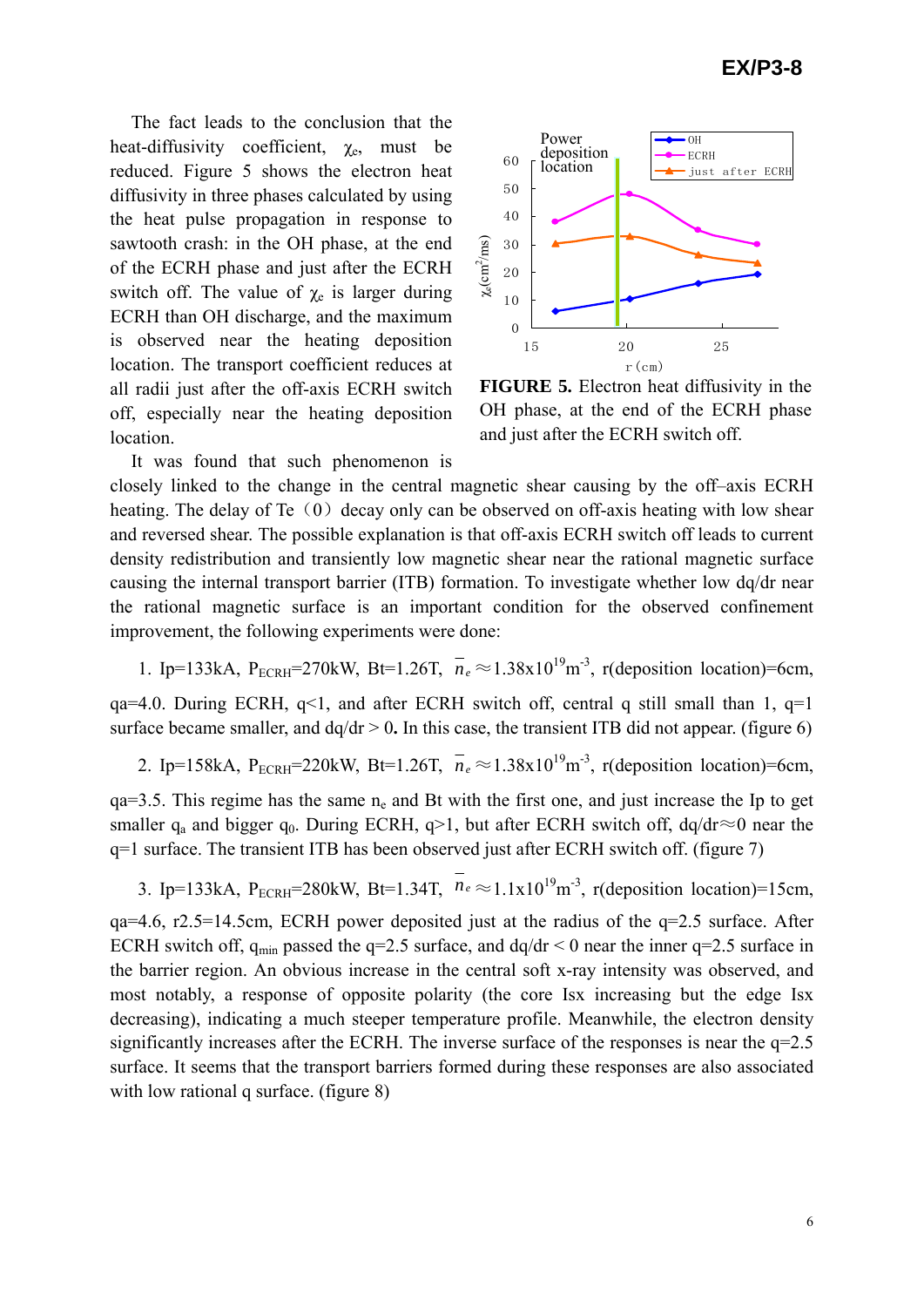The fact leads to the conclusion that the heat-diffusivity coefficient, $\chi_e$, must be reduced. Figure 5 shows the electron heat diffusivity in three phases calculated by using the heat pulse propagation in response to sawtooth crash: in the OH phase, at the end of the ECRH phase and just after the ECRH switch off. The value of $\chi_e$ is larger during ECRH than OH discharge, and the maximum is observed near the heating deposition location. The transport coefficient reduces at all radii just after the off-axis ECRH switch off, especially near the heating deposition location.

**FIGURE 5.** Electron heat diffusivity in the OH phase, at the end of the ECRH phase and just after the ECRH switch off.

It was found that such phenomenon is closely linked to the change in the central magnetic shear causing by the off–axis ECRH heating. The delay of Te（0）decay only can be observed on off-axis heating with low shear and reversed shear. The possible explanation is that off-axis ECRH switch off leads to current density redistribution and transiently low magnetic shear near the rational magnetic surface causing the internal transport barrier (ITB) formation. To investigate whether low dq/dr near the rational magnetic surface is an important condition for the observed confinement improvement, the following experiments were done:

1. Ip=133kA, $P_{ECRH}$=270kW, Bt=1.26T, $\overline{n}_e \approx 1.38\times10^{19}\mathrm{m}^{-3}$, r(deposition location)=6cm, qa=4.0. During ECRH, q<1, and after ECRH switch off, central q still small than 1, q=1 surface became smaller, and dq/dr > 0**.** In this case, the transient ITB did not appear. (figure 6)

2. Ip=158kA, $P_{ECRH}$=220kW, Bt=1.26T, $\overline{n}_e \approx 1.38\times10^{19}\mathrm{m}^{-3}$, r(deposition location)=6cm, qa=3.5. This regime has the same $n_e$ and Bt with the first one, and just increase the Ip to get smaller $q_a$ and bigger $q_0$. During ECRH, q>1, but after ECRH switch off, dq/dr≈0 near the q=1 surface. The transient ITB has been observed just after ECRH switch off. (figure 7)

3. Ip=133kA, $P_{ECRH}$=280kW, Bt=1.34T, $\overline{n}_e \approx 1.1\times10^{19}\mathrm{m}^{-3}$, r(deposition location)=15cm, qa=4.6, r2.5=14.5cm, ECRH power deposited just at the radius of the q=2.5 surface. After ECRH switch off, $q_{min}$ passed the q=2.5 surface, and dq/dr < 0 near the inner q=2.5 surface in the barrier region. An obvious increase in the central soft x-ray intensity was observed, and most notably, a response of opposite polarity (the core Isx increasing but the edge Isx decreasing), indicating a much steeper temperature profile. Meanwhile, the electron density significantly increases after the ECRH. The inverse surface of the responses is near the q=2.5 surface. It seems that the transport barriers formed during these responses are also associated with low rational q surface. (figure 8)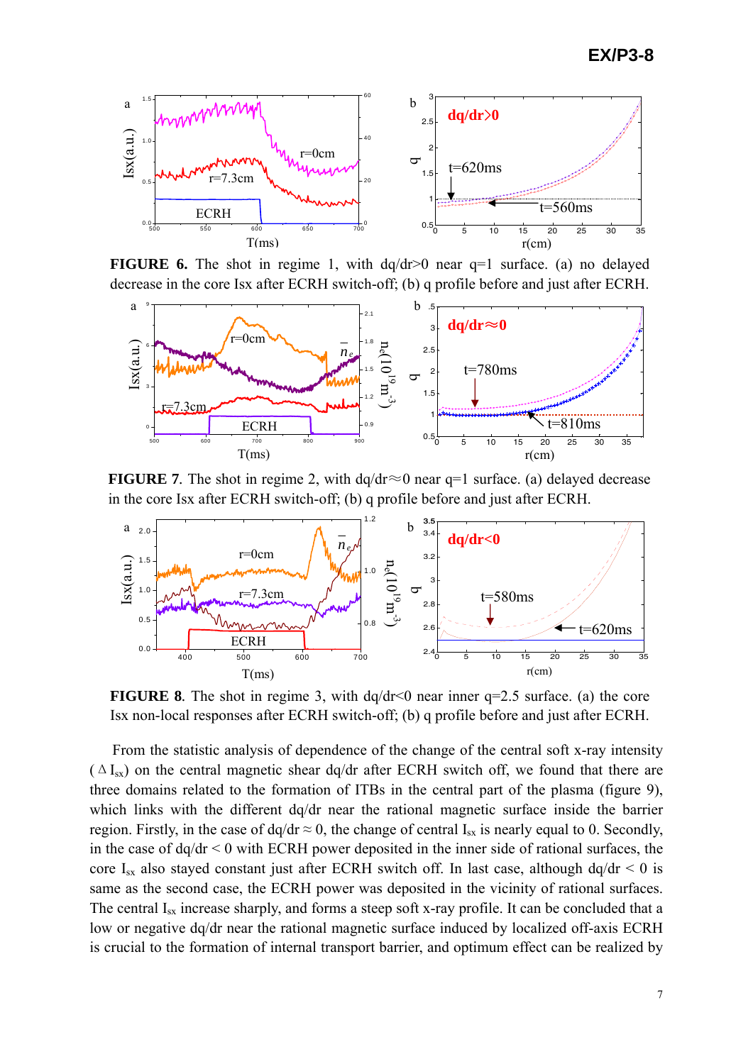**FIGURE 6.** The shot in regime 1, with dq/dr>0 near q=1 surface. (a) no delayed decrease in the core Isx after ECRH switch-off; (b) q profile before and just after ECRH.

**FIGURE 7**. The shot in regime 2, with dq/dr≈0 near q=1 surface. (a) delayed decrease in the core Isx after ECRH switch-off; (b) q profile before and just after ECRH.

**FIGURE 8**. The shot in regime 3, with dq/dr<0 near inner q=2.5 surface. (a) the core Isx non-local responses after ECRH switch-off; (b) q profile before and just after ECRH.

From the statistic analysis of dependence of the change of the central soft x-ray intensity ($\Delta I_{sx}$) on the central magnetic shear dq/dr after ECRH switch off, we found that there are three domains related to the formation of ITBs in the central part of the plasma (figure 9), which links with the different dq/dr near the rational magnetic surface inside the barrier region. Firstly, in the case of dq/dr ≈ 0, the change of central $I_{sx}$ is nearly equal to 0. Secondly, in the case of dq/dr < 0 with ECRH power deposited in the inner side of rational surfaces, the core $I_{sx}$ also stayed constant just after ECRH switch off. In last case, although dq/dr < 0 is same as the second case, the ECRH power was deposited in the vicinity of rational surfaces. The central $I_{sx}$ increase sharply, and forms a steep soft x-ray profile. It can be concluded that a low or negative dq/dr near the rational magnetic surface induced by localized off-axis ECRH is crucial to the formation of internal transport barrier, and optimum effect can be realized by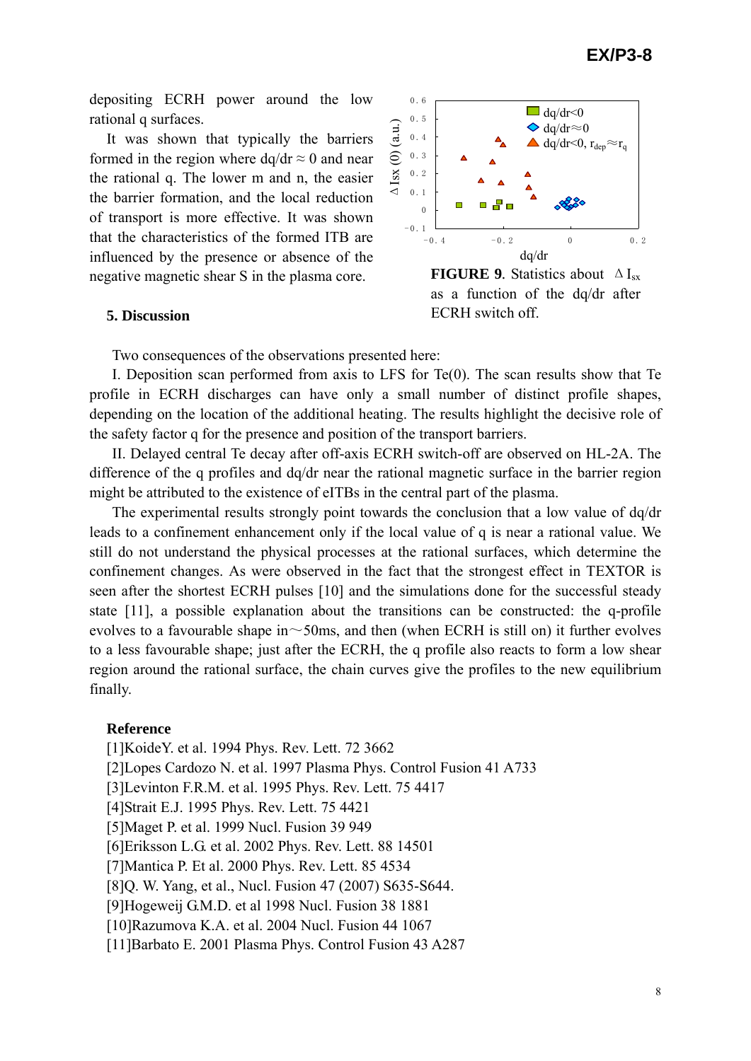depositing ECRH power around the low rational q surfaces.

It was shown that typically the barriers formed in the region where dq/dr ≈ 0 and near the rational q. The lower m and n, the easier the barrier formation, and the local reduction of transport is more effective. It was shown that the characteristics of the formed ITB are influenced by the presence or absence of the negative magnetic shear S in the plasma core.

0.6
0.5
0.4
0.3
0.2
0.1
0
-0.1
Δ Isx (0) (a.u.)
-0.4
-0.2
0
0.2
dq/dr
dq/dr<0
dq/dr≈0
dq/dr<0, $r_{dep}$≈$r_q$

**FIGURE 9**. Statistics about $\Delta I_{sx}$ as a function of the dq/dr after ECRH switch off.

### 5. Discussion

Two consequences of the observations presented here:

I. Deposition scan performed from axis to LFS for Te(0). The scan results show that Te profile in ECRH discharges can have only a small number of distinct profile shapes, depending on the location of the additional heating. The results highlight the decisive role of the safety factor q for the presence and position of the transport barriers.

II. Delayed central Te decay after off-axis ECRH switch-off are observed on HL-2A. The difference of the q profiles and dq/dr near the rational magnetic surface in the barrier region might be attributed to the existence of eITBs in the central part of the plasma.

The experimental results strongly point towards the conclusion that a low value of dq/dr leads to a confinement enhancement only if the local value of q is near a rational value. We still do not understand the physical processes at the rational surfaces, which determine the confinement changes. As were observed in the fact that the strongest effect in TEXTOR is seen after the shortest ECRH pulses [10] and the simulations done for the successful steady state [11], a possible explanation about the transitions can be constructed: the q-profile evolves to a favourable shape in~50ms, and then (when ECRH is still on) it further evolves to a less favourable shape; just after the ECRH, the q profile also reacts to form a low shear region around the rational surface, the chain curves give the profiles to the new equilibrium finally.

### Reference

[1]KoideY. et al. 1994 Phys. Rev. Lett. 72 3662
[2]Lopes Cardozo N. et al. 1997 Plasma Phys. Control Fusion 41 A733
[3]Levinton F.R.M. et al. 1995 Phys. Rev. Lett. 75 4417
[4]Strait E.J. 1995 Phys. Rev. Lett. 75 4421
[5]Maget P. et al. 1999 Nucl. Fusion 39 949
[6]Eriksson L.G. et al. 2002 Phys. Rev. Lett. 88 14501
[7]Mantica P. Et al. 2000 Phys. Rev. Lett. 85 4534
[8]Q. W. Yang, et al., Nucl. Fusion 47 (2007) S635-S644.
[9]Hogeweij G.M.D. et al 1998 Nucl. Fusion 38 1881
[10]Razumova K.A. et al. 2004 Nucl. Fusion 44 1067
[11]Barbato E. 2001 Plasma Phys. Control Fusion 43 A287